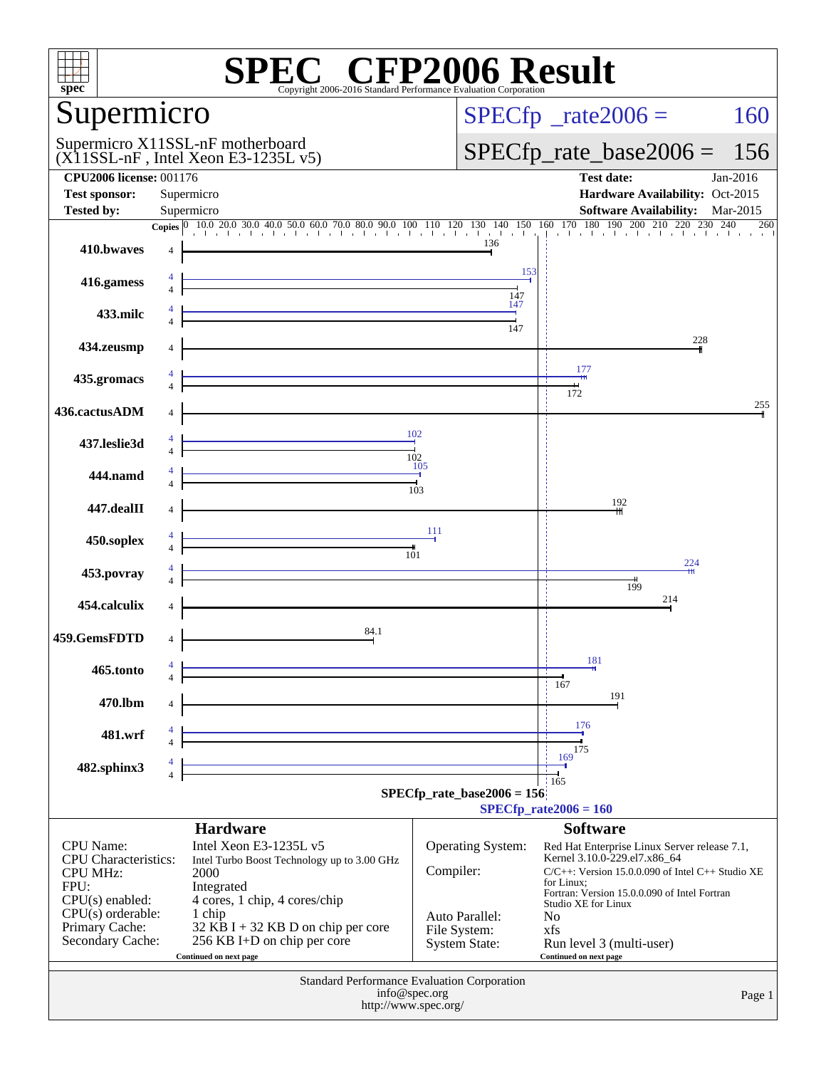# SPEC CFP2006 Result

Copyright 2006-2016 Standard Performance Evaluation Corporation

## Supermicro

Supermicro X11SSL-nF motherboard
(X11SSL-nF , Intel Xeon E3-1235L v5)

SPECfp_rate2006 = 160

SPECfp_rate_base2006 = 156

**CPU2006 license:** 001176
**Test sponsor:** Supermicro
**Tested by:** Supermicro

**Test date:** Jan-2016
**Hardware Availability:** Oct-2015
**Software Availability:** Mar-2015

| Benchmark | Copies | Peak | Base |
|---|---|---|---|
| 410.bwaves | 4 | | 136 |
| 416.gamess | 4 | 153 | 147 |
| 433.milc | 4 | 147 | 147 |
| 434.zeusmp | 4 | | 228 |
| 435.gromacs | 4 | 177 | 172 |
| 436.cactusADM | 4 | | 255 |
| 437.leslie3d | 4 | 102 | 102 |
| 444.namd | 4 | 105 | 103 |
| 447.dealII | 4 | | 192 |
| 450.soplex | 4 | 111 | 101 |
| 453.povray | 4 | 224 | 199 |
| 454.calculix | 4 | | 214 |
| 459.GemsFDTD | 4 | | 84.1 |
| 465.tonto | 4 | 181 | 167 |
| 470.lbm | 4 | | 191 |
| 481.wrf | 4 | 176 | 175 |
| 482.sphinx3 | 4 | 169 | 165 |

SPECfp_rate_base2006 = 156

SPECfp_rate2006 = 160

### Hardware

| | |
|---|---|
| CPU Name: | Intel Xeon E3-1235L v5 |
| CPU Characteristics: | Intel Turbo Boost Technology up to 3.00 GHz |
| CPU MHz: | 2000 |
| FPU: | Integrated |
| CPU(s) enabled: | 4 cores, 1 chip, 4 cores/chip |
| CPU(s) orderable: | 1 chip |
| Primary Cache: | 32 KB I + 32 KB D on chip per core |
| Secondary Cache: | 256 KB I+D on chip per core |

Continued on next page

### Software

| | |
|---|---|
| Operating System: | Red Hat Enterprise Linux Server release 7.1, Kernel 3.10.0-229.el7.x86_64 |
| Compiler: | C/C++: Version 15.0.0.090 of Intel C++ Studio XE for Linux; Fortran: Version 15.0.0.090 of Intel Fortran Studio XE for Linux |
| Auto Parallel: | No |
| File System: | xfs |
| System State: | Run level 3 (multi-user) |

Continued on next page

Standard Performance Evaluation Corporation
info@spec.org
http://www.spec.org/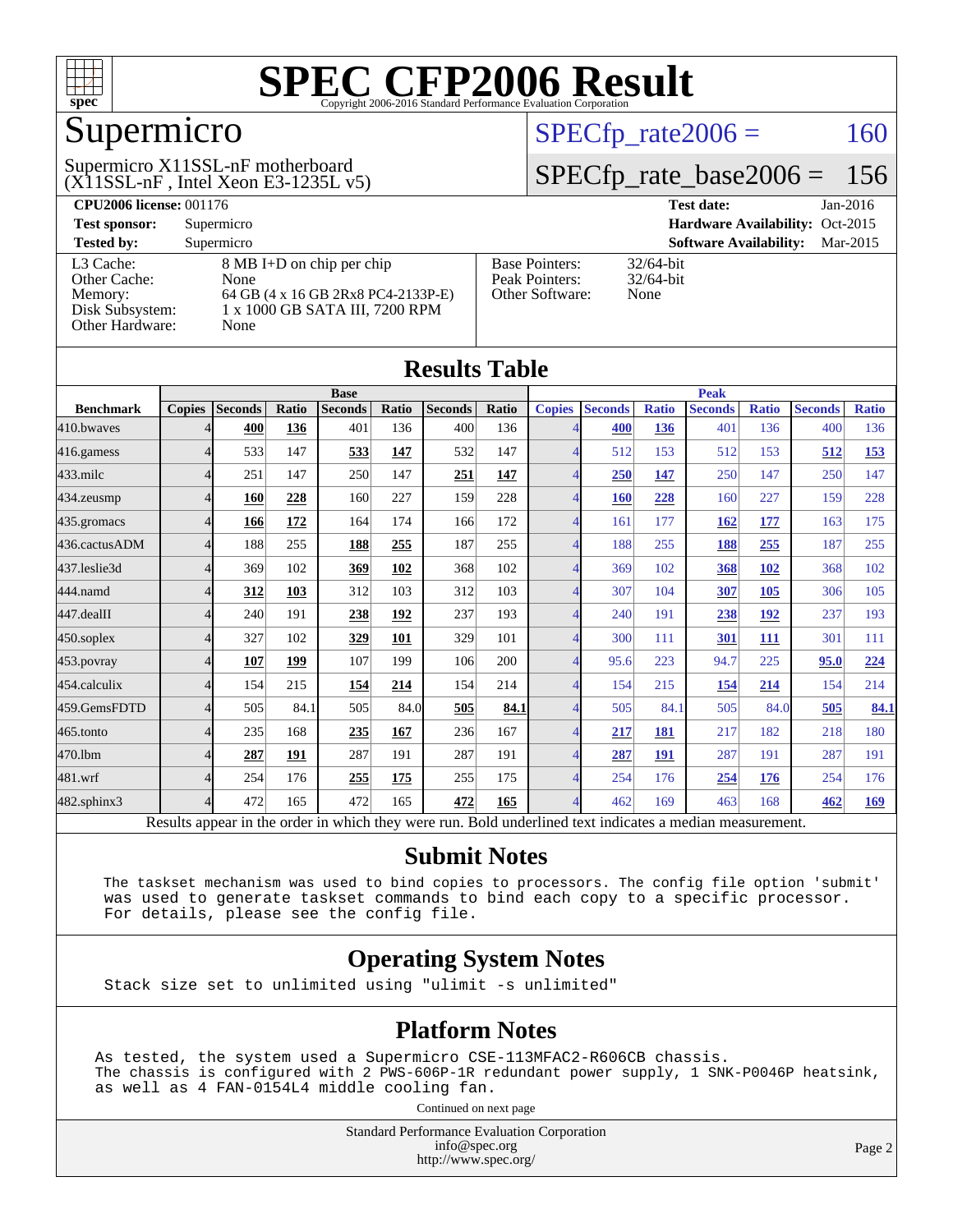# SPEC CFP2006 Result

Copyright 2006-2016 Standard Performance Evaluation Corporation

## Supermicro

Supermicro X11SSL-nF motherboard
(X11SSL-nF , Intel Xeon E3-1235L v5)

SPECfp_rate2006 = 160

SPECfp_rate_base2006 = 156

**CPU2006 license:** 001176 | **Test date:** Jan-2016
**Test sponsor:** Supermicro | **Hardware Availability:** Oct-2015
**Tested by:** Supermicro | **Software Availability:** Mar-2015

| | |
|---|---|
| L3 Cache: | 8 MB I+D on chip per chip |
| Other Cache: | None |
| Memory: | 64 GB (4 x 16 GB 2Rx8 PC4-2133P-E) |
| Disk Subsystem: | 1 x 1000 GB SATA III, 7200 RPM |
| Other Hardware: | None |

| | |
|---|---|
| Base Pointers: | 32/64-bit |
| Peak Pointers: | 32/64-bit |
| Other Software: | None |

## Results Table

| Benchmark | Base | | | | | | | Peak | | | | | | |
|---|---|---|---|---|---|---|---|---|---|---|---|---|---|---|
| | Copies | Seconds | Ratio | Seconds | Ratio | Seconds | Ratio | Copies | Seconds | Ratio | Seconds | Ratio | Seconds | Ratio |
| 410.bwaves | 4 | **400** | **136** | 401 | 136 | 400 | 136 | 4 | **400** | **136** | 401 | 136 | 400 | 136 |
| 416.gamess | 4 | 533 | 147 | **533** | **147** | 532 | 147 | 4 | 512 | 153 | 512 | 153 | **512** | **153** |
| 433.milc | 4 | 251 | 147 | 250 | 147 | **251** | **147** | 4 | **250** | **147** | 250 | 147 | 250 | 147 |
| 434.zeusmp | 4 | **160** | **228** | 160 | 227 | 159 | 228 | 4 | **160** | **228** | 160 | 227 | 159 | 228 |
| 435.gromacs | 4 | **166** | **172** | 164 | 174 | 166 | 172 | 4 | 161 | 177 | **162** | **177** | 163 | 175 |
| 436.cactusADM | 4 | 188 | 255 | **188** | **255** | 187 | 255 | 4 | 188 | 255 | **188** | **255** | 187 | 255 |
| 437.leslie3d | 4 | 369 | 102 | **369** | **102** | 368 | 102 | 4 | 369 | 102 | **368** | **102** | 368 | 102 |
| 444.namd | 4 | **312** | **103** | 312 | 103 | 312 | 103 | 4 | 307 | 104 | **307** | **105** | 306 | 105 |
| 447.dealII | 4 | 240 | 191 | **238** | **192** | 237 | 193 | 4 | 240 | 191 | **238** | **192** | 237 | 193 |
| 450.soplex | 4 | 327 | 102 | **329** | **101** | 329 | 101 | 4 | 300 | 111 | **301** | **111** | 301 | 111 |
| 453.povray | 4 | **107** | **199** | 107 | 199 | 106 | 200 | 4 | 95.6 | 223 | 94.7 | 225 | **95.0** | **224** |
| 454.calculix | 4 | 154 | 215 | **154** | **214** | 154 | 214 | 4 | 154 | 215 | **154** | **214** | 154 | 214 |
| 459.GemsFDTD | 4 | 505 | 84.1 | 505 | 84.0 | **505** | **84.1** | 4 | 505 | 84.1 | 505 | 84.0 | **505** | **84.1** |
| 465.tonto | 4 | 235 | 168 | **235** | **167** | 236 | 167 | 4 | **217** | **181** | 217 | 182 | 218 | 180 |
| 470.lbm | 4 | **287** | **191** | 287 | 191 | 287 | 191 | 4 | **287** | **191** | 287 | 191 | 287 | 191 |
| 481.wrf | 4 | 254 | 176 | **255** | **175** | 255 | 175 | 4 | 254 | 176 | **254** | **176** | 254 | 176 |
| 482.sphinx3 | 4 | 472 | 165 | 472 | 165 | **472** | **165** | 4 | 462 | 169 | 463 | 168 | **462** | **169** |

Results appear in the order in which they were run. Bold underlined text indicates a median measurement.

## Submit Notes

```
The taskset mechanism was used to bind copies to processors. The config file option 'submit'
was used to generate taskset commands to bind each copy to a specific processor.
For details, please see the config file.
```

## Operating System Notes

```
Stack size set to unlimited using "ulimit -s unlimited"
```

## Platform Notes

```
As tested, the system used a Supermicro CSE-113MFAC2-R606CB chassis.
The chassis is configured with 2 PWS-606P-1R redundant power supply, 1 SNK-P0046P heatsink,
as well as 4 FAN-0154L4 middle cooling fan.
```

Continued on next page

Standard Performance Evaluation Corporation
info@spec.org
http://www.spec.org/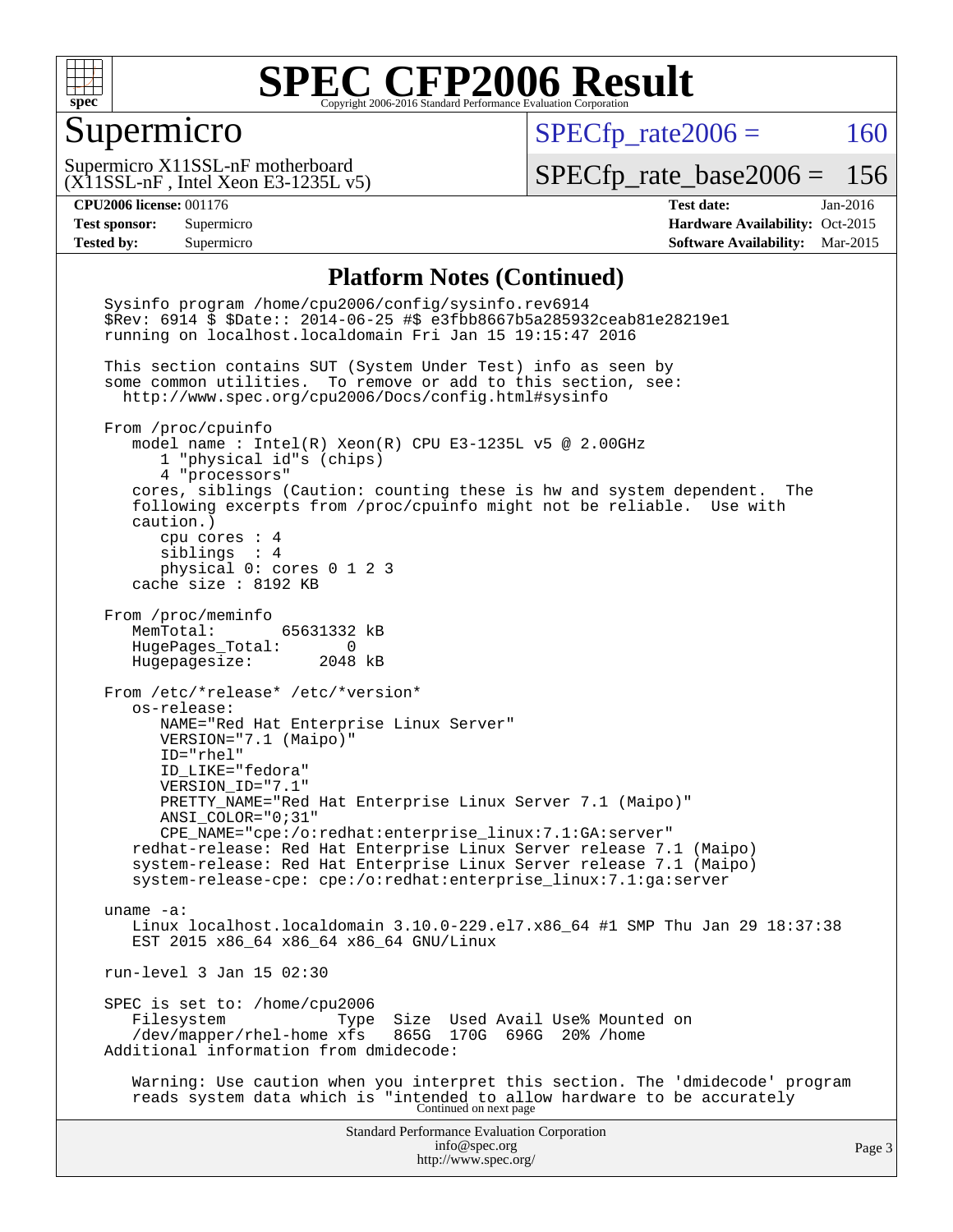# SPEC CFP2006 Result

## Supermicro

Supermicro X11SSL-nF motherboard
(X11SSL-nF , Intel Xeon E3-1235L v5)

SPECfp_rate2006 = 160

SPECfp_rate_base2006 = 156

| | | | |
|---|---|---|---|
| **CPU2006 license:** 001176 | | **Test date:** | Jan-2016 |
| **Test sponsor:** | Supermicro | **Hardware Availability:** | Oct-2015 |
| **Tested by:** | Supermicro | **Software Availability:** | Mar-2015 |

### Platform Notes (Continued)

```
Sysinfo program /home/cpu2006/config/sysinfo.rev6914
$Rev: 6914 $ $Date:: 2014-06-25 #$ e3fbb8667b5a285932ceab81e28219e1
running on localhost.localdomain Fri Jan 15 19:15:47 2016

This section contains SUT (System Under Test) info as seen by
some common utilities.  To remove or add to this section, see:
  http://www.spec.org/cpu2006/Docs/config.html#sysinfo

From /proc/cpuinfo
   model name : Intel(R) Xeon(R) CPU E3-1235L v5 @ 2.00GHz
      1 "physical id"s (chips)
      4 "processors"
   cores, siblings (Caution: counting these is hw and system dependent.  The
   following excerpts from /proc/cpuinfo might not be reliable.  Use with
   caution.)
      cpu cores : 4
      siblings  : 4
      physical 0: cores 0 1 2 3
   cache size : 8192 KB

From /proc/meminfo
   MemTotal:       65631332 kB
   HugePages_Total:       0
   Hugepagesize:       2048 kB

From /etc/*release* /etc/*version*
   os-release:
      NAME="Red Hat Enterprise Linux Server"
      VERSION="7.1 (Maipo)"
      ID="rhel"
      ID_LIKE="fedora"
      VERSION_ID="7.1"
      PRETTY_NAME="Red Hat Enterprise Linux Server 7.1 (Maipo)"
      ANSI_COLOR="0;31"
      CPE_NAME="cpe:/o:redhat:enterprise_linux:7.1:GA:server"
   redhat-release: Red Hat Enterprise Linux Server release 7.1 (Maipo)
   system-release: Red Hat Enterprise Linux Server release 7.1 (Maipo)
   system-release-cpe: cpe:/o:redhat:enterprise_linux:7.1:ga:server

uname -a:
   Linux localhost.localdomain 3.10.0-229.el7.x86_64 #1 SMP Thu Jan 29 18:37:38
   EST 2015 x86_64 x86_64 x86_64 GNU/Linux

run-level 3 Jan 15 02:30

SPEC is set to: /home/cpu2006
   Filesystem            Type  Size  Used Avail Use% Mounted on
   /dev/mapper/rhel-home xfs   865G  170G  696G  20% /home
Additional information from dmidecode:

   Warning: Use caution when you interpret this section. The 'dmidecode' program
   reads system data which is "intended to allow hardware to be accurately
```

Continued on next page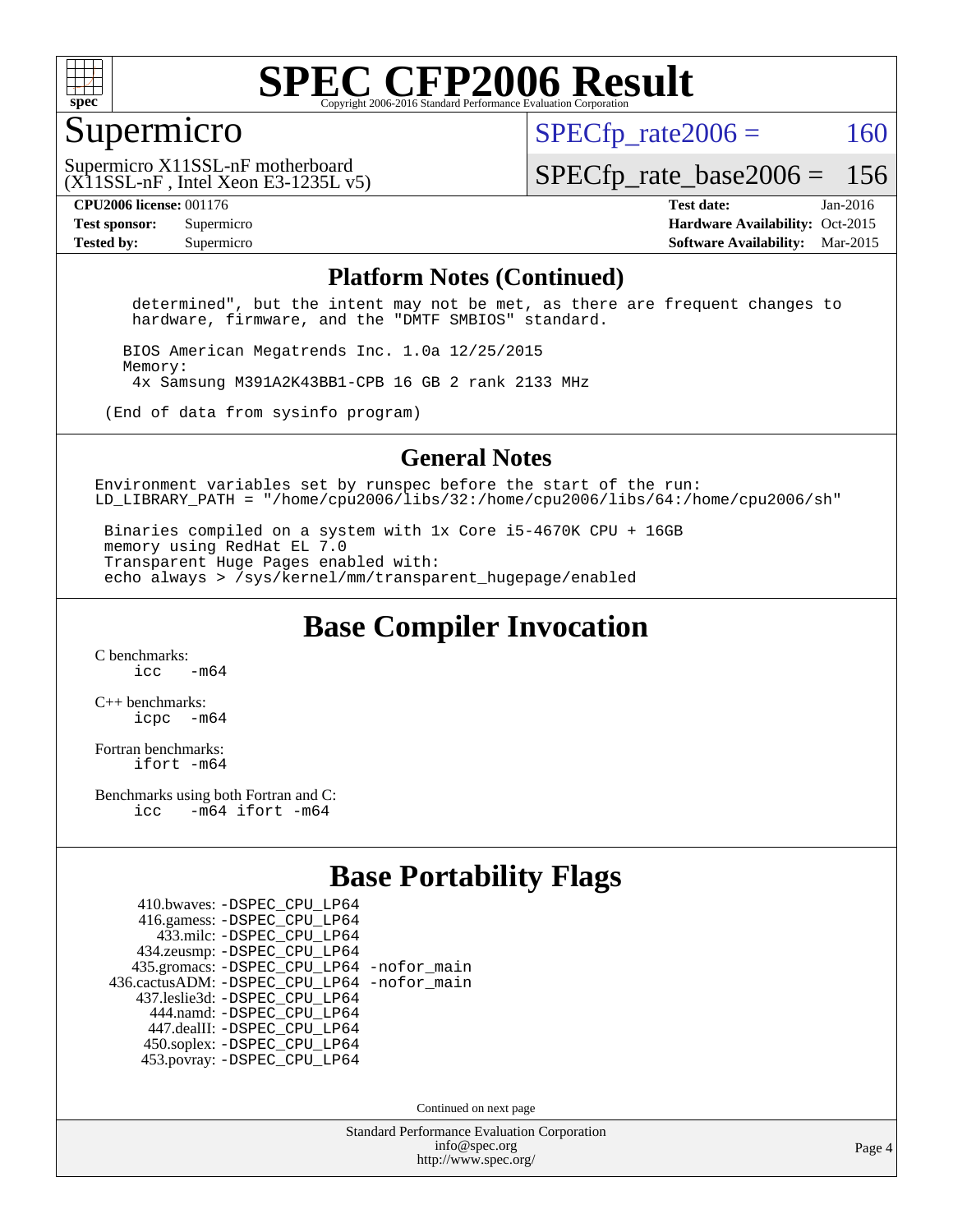# SPEC CFP2006 Result

Copyright 2006-2016 Standard Performance Evaluation Corporation

## Supermicro

Supermicro X11SSL-nF motherboard
(X11SSL-nF , Intel Xeon E3-1235L v5)

SPECfp_rate2006 = 160

SPECfp_rate_base2006 = 156

**CPU2006 license:** 001176
**Test sponsor:** Supermicro
**Tested by:** Supermicro

**Test date:** Jan-2016
**Hardware Availability:** Oct-2015
**Software Availability:** Mar-2015

### Platform Notes (Continued)

```
     determined", but the intent may not be met, as there are frequent changes to
     hardware, firmware, and the "DMTF SMBIOS" standard.

    BIOS American Megatrends Inc. 1.0a 12/25/2015
    Memory:
     4x Samsung M391A2K43BB1-CPB 16 GB 2 rank 2133 MHz

  (End of data from sysinfo program)
```

### General Notes

```
Environment variables set by runspec before the start of the run:
LD_LIBRARY_PATH = "/home/cpu2006/libs/32:/home/cpu2006/libs/64:/home/cpu2006/sh"

 Binaries compiled on a system with 1x Core i5-4670K CPU + 16GB
 memory using RedHat EL 7.0
 Transparent Huge Pages enabled with:
 echo always > /sys/kernel/mm/transparent_hugepage/enabled
```

## Base Compiler Invocation

C benchmarks:
 icc -m64

C++ benchmarks:
 icpc -m64

Fortran benchmarks:
 ifort -m64

Benchmarks using both Fortran and C:
 icc -m64 ifort -m64

## Base Portability Flags

| | |
|---|---|
| 410.bwaves: | -DSPEC_CPU_LP64 |
| 416.gamess: | -DSPEC_CPU_LP64 |
| 433.milc: | -DSPEC_CPU_LP64 |
| 434.zeusmp: | -DSPEC_CPU_LP64 |
| 435.gromacs: | -DSPEC_CPU_LP64 -nofor_main |
| 436.cactusADM: | -DSPEC_CPU_LP64 -nofor_main |
| 437.leslie3d: | -DSPEC_CPU_LP64 |
| 444.namd: | -DSPEC_CPU_LP64 |
| 447.dealII: | -DSPEC_CPU_LP64 |
| 450.soplex: | -DSPEC_CPU_LP64 |
| 453.povray: | -DSPEC_CPU_LP64 |

Continued on next page

Standard Performance Evaluation Corporation
info@spec.org
http://www.spec.org/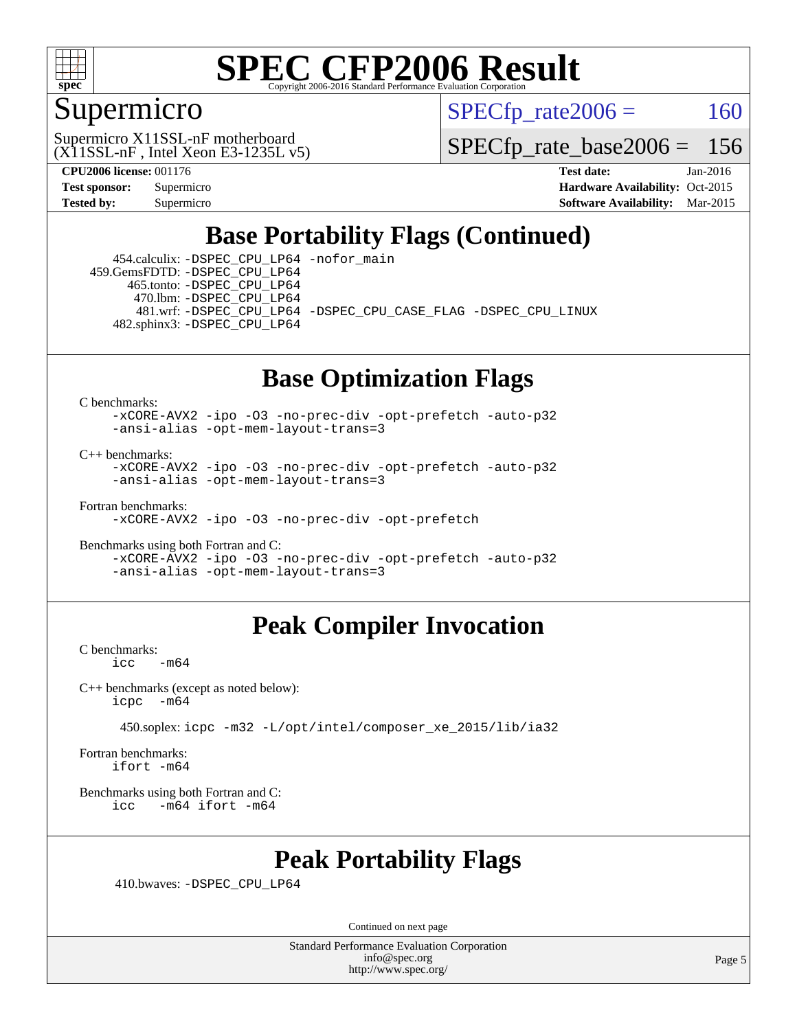# SPEC CFP2006 Result

Copyright 2006-2016 Standard Performance Evaluation Corporation

## Supermicro

Supermicro X11SSL-nF motherboard
(X11SSL-nF , Intel Xeon E3-1235L v5)

SPECfp_rate2006 = 160

SPECfp_rate_base2006 = 156

**CPU2006 license:** 001176
**Test sponsor:** Supermicro
**Tested by:** Supermicro

**Test date:** Jan-2016
**Hardware Availability:** Oct-2015
**Software Availability:** Mar-2015

## Base Portability Flags (Continued)

454.calculix: -DSPEC_CPU_LP64 -nofor_main
459.GemsFDTD: -DSPEC_CPU_LP64
465.tonto: -DSPEC_CPU_LP64
470.lbm: -DSPEC_CPU_LP64
481.wrf: -DSPEC_CPU_LP64 -DSPEC_CPU_CASE_FLAG -DSPEC_CPU_LINUX
482.sphinx3: -DSPEC_CPU_LP64

## Base Optimization Flags

C benchmarks:
-xCORE-AVX2 -ipo -O3 -no-prec-div -opt-prefetch -auto-p32
-ansi-alias -opt-mem-layout-trans=3

C++ benchmarks:
-xCORE-AVX2 -ipo -O3 -no-prec-div -opt-prefetch -auto-p32
-ansi-alias -opt-mem-layout-trans=3

Fortran benchmarks:
-xCORE-AVX2 -ipo -O3 -no-prec-div -opt-prefetch

Benchmarks using both Fortran and C:
-xCORE-AVX2 -ipo -O3 -no-prec-div -opt-prefetch -auto-p32
-ansi-alias -opt-mem-layout-trans=3

## Peak Compiler Invocation

C benchmarks:
icc -m64

C++ benchmarks (except as noted below):
icpc -m64

450.soplex: icpc -m32 -L/opt/intel/composer_xe_2015/lib/ia32

Fortran benchmarks:
ifort -m64

Benchmarks using both Fortran and C:
icc -m64 ifort -m64

## Peak Portability Flags

410.bwaves: -DSPEC_CPU_LP64

Continued on next page

Standard Performance Evaluation Corporation
info@spec.org
http://www.spec.org/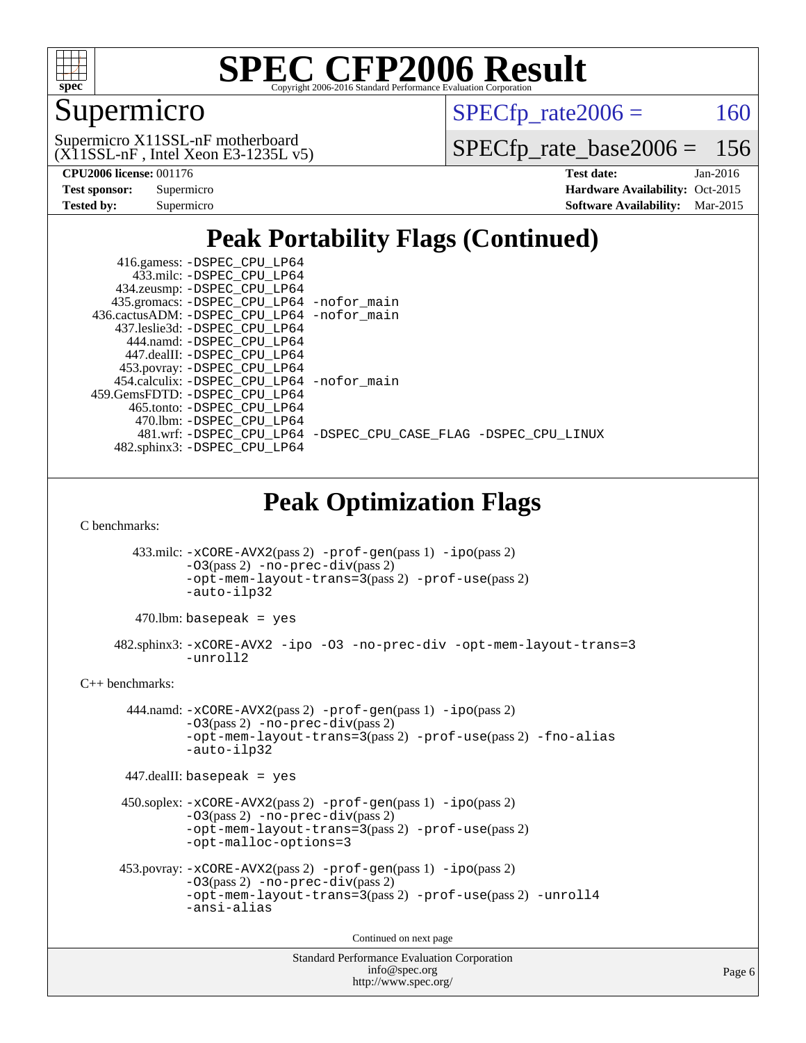# SPEC CFP2006 Result

Copyright 2006-2016 Standard Performance Evaluation Corporation

## Supermicro

Supermicro X11SSL-nF motherboard (X11SSL-nF , Intel Xeon E3-1235L v5)

SPECfp_rate2006 = 160

SPECfp_rate_base2006 = 156

| | | | |
|---|---|---|---|
| **CPU2006 license:** | 001176 | **Test date:** | Jan-2016 |
| **Test sponsor:** | Supermicro | **Hardware Availability:** | Oct-2015 |
| **Tested by:** | Supermicro | **Software Availability:** | Mar-2015 |

## Peak Portability Flags (Continued)

416.gamess: -DSPEC_CPU_LP64
433.milc: -DSPEC_CPU_LP64
434.zeusmp: -DSPEC_CPU_LP64
435.gromacs: -DSPEC_CPU_LP64 -nofor_main
436.cactusADM: -DSPEC_CPU_LP64 -nofor_main
437.leslie3d: -DSPEC_CPU_LP64
444.namd: -DSPEC_CPU_LP64
447.dealII: -DSPEC_CPU_LP64
453.povray: -DSPEC_CPU_LP64
454.calculix: -DSPEC_CPU_LP64 -nofor_main
459.GemsFDTD: -DSPEC_CPU_LP64
465.tonto: -DSPEC_CPU_LP64
470.lbm: -DSPEC_CPU_LP64
481.wrf: -DSPEC_CPU_LP64 -DSPEC_CPU_CASE_FLAG -DSPEC_CPU_LINUX
482.sphinx3: -DSPEC_CPU_LP64

## Peak Optimization Flags

C benchmarks:

433.milc: -xCORE-AVX2(pass 2) -prof-gen(pass 1) -ipo(pass 2) -O3(pass 2) -no-prec-div(pass 2) -opt-mem-layout-trans=3(pass 2) -prof-use(pass 2) -auto-ilp32

470.lbm: basepeak = yes

482.sphinx3: -xCORE-AVX2 -ipo -O3 -no-prec-div -opt-mem-layout-trans=3 -unroll2

C++ benchmarks:

444.namd: -xCORE-AVX2(pass 2) -prof-gen(pass 1) -ipo(pass 2) -O3(pass 2) -no-prec-div(pass 2) -opt-mem-layout-trans=3(pass 2) -prof-use(pass 2) -fno-alias -auto-ilp32

447.dealII: basepeak = yes

450.soplex: -xCORE-AVX2(pass 2) -prof-gen(pass 1) -ipo(pass 2) -O3(pass 2) -no-prec-div(pass 2) -opt-mem-layout-trans=3(pass 2) -prof-use(pass 2) -opt-malloc-options=3

453.povray: -xCORE-AVX2(pass 2) -prof-gen(pass 1) -ipo(pass 2) -O3(pass 2) -no-prec-div(pass 2) -opt-mem-layout-trans=3(pass 2) -prof-use(pass 2) -unroll4 -ansi-alias

Continued on next page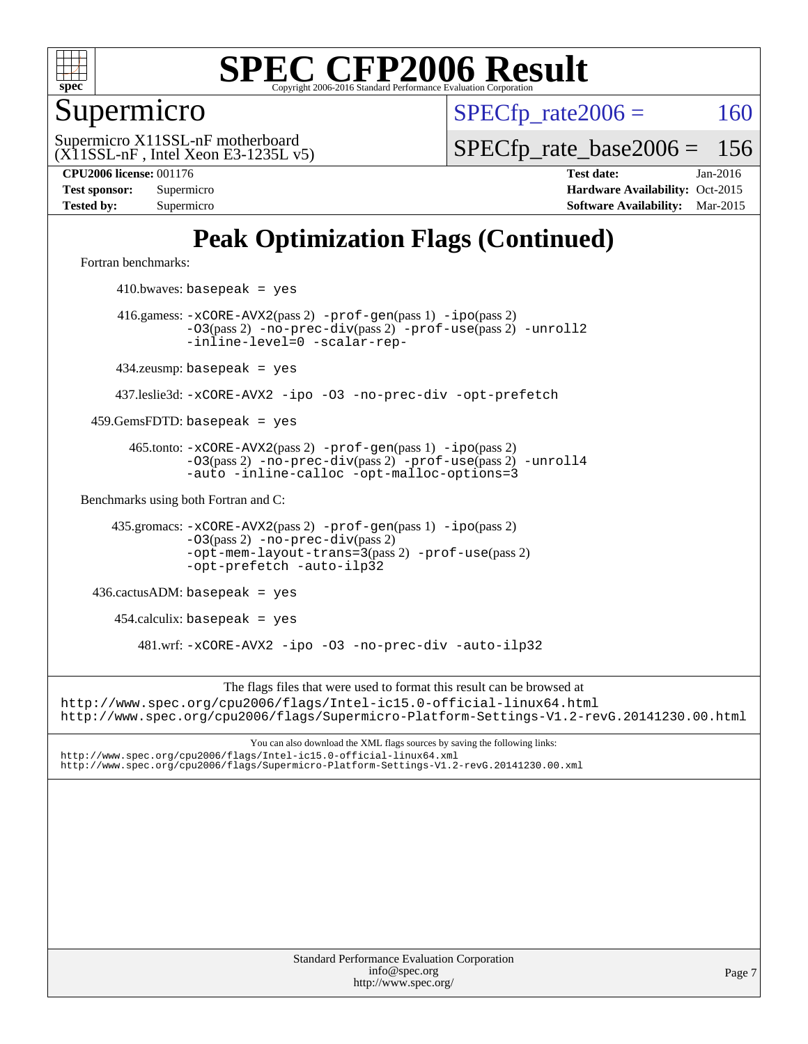# Peak Optimization Flags (Continued)

Fortran benchmarks:

410.bwaves: `basepeak = yes`

416.gamess: `-xCORE-AVX2`(pass 2) `-prof-gen`(pass 1) `-ipo`(pass 2) `-O3`(pass 2) `-no-prec-div`(pass 2) `-prof-use`(pass 2) `-unroll2` `-inline-level=0` `-scalar-rep-`

434.zeusmp: `basepeak = yes`

437.leslie3d: `-xCORE-AVX2 -ipo -O3 -no-prec-div -opt-prefetch`

459.GemsFDTD: `basepeak = yes`

465.tonto: `-xCORE-AVX2`(pass 2) `-prof-gen`(pass 1) `-ipo`(pass 2) `-O3`(pass 2) `-no-prec-div`(pass 2) `-prof-use`(pass 2) `-unroll4` `-auto` `-inline-calloc` `-opt-malloc-options=3`

Benchmarks using both Fortran and C:

435.gromacs: `-xCORE-AVX2`(pass 2) `-prof-gen`(pass 1) `-ipo`(pass 2) `-O3`(pass 2) `-no-prec-div`(pass 2) `-opt-mem-layout-trans=3`(pass 2) `-prof-use`(pass 2) `-opt-prefetch` `-auto-ilp32`

436.cactusADM: `basepeak = yes`

454.calculix: `basepeak = yes`

481.wrf: `-xCORE-AVX2 -ipo -O3 -no-prec-div -auto-ilp32`

The flags files that were used to format this result can be browsed at

http://www.spec.org/cpu2006/flags/Intel-ic15.0-official-linux64.html
http://www.spec.org/cpu2006/flags/Supermicro-Platform-Settings-V1.2-revG.20141230.00.html

You can also download the XML flags sources by saving the following links:

http://www.spec.org/cpu2006/flags/Intel-ic15.0-official-linux64.xml
http://www.spec.org/cpu2006/flags/Supermicro-Platform-Settings-V1.2-revG.20141230.00.xml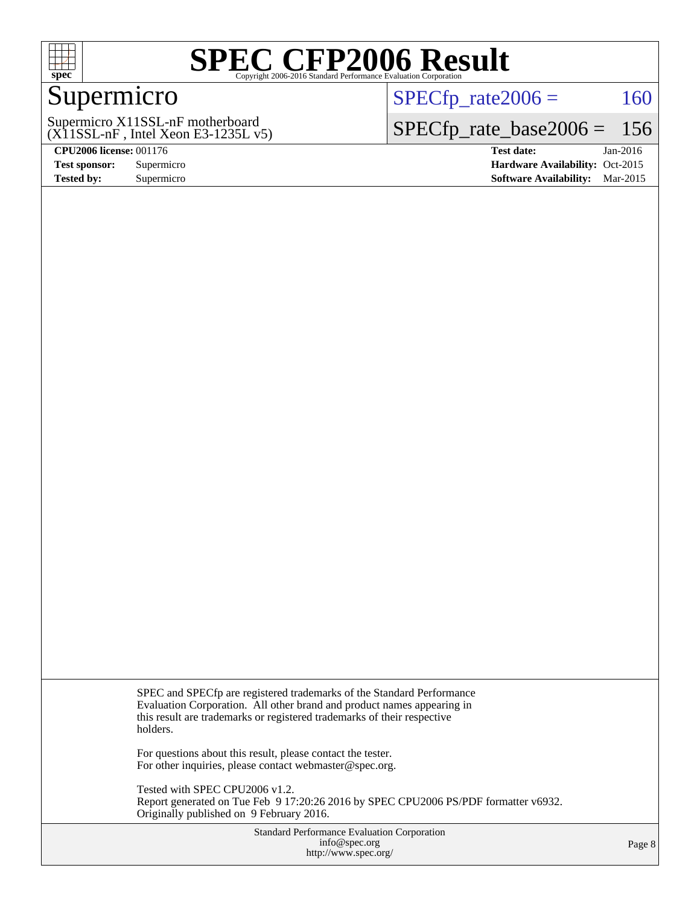SPEC and SPECfp are registered trademarks of the Standard Performance Evaluation Corporation. All other brand and product names appearing in this result are trademarks or registered trademarks of their respective holders.

For questions about this result, please contact the tester.
For other inquiries, please contact webmaster@spec.org.

Tested with SPEC CPU2006 v1.2.
Report generated on Tue Feb 9 17:20:26 2016 by SPEC CPU2006 PS/PDF formatter v6932.
Originally published on 9 February 2016.